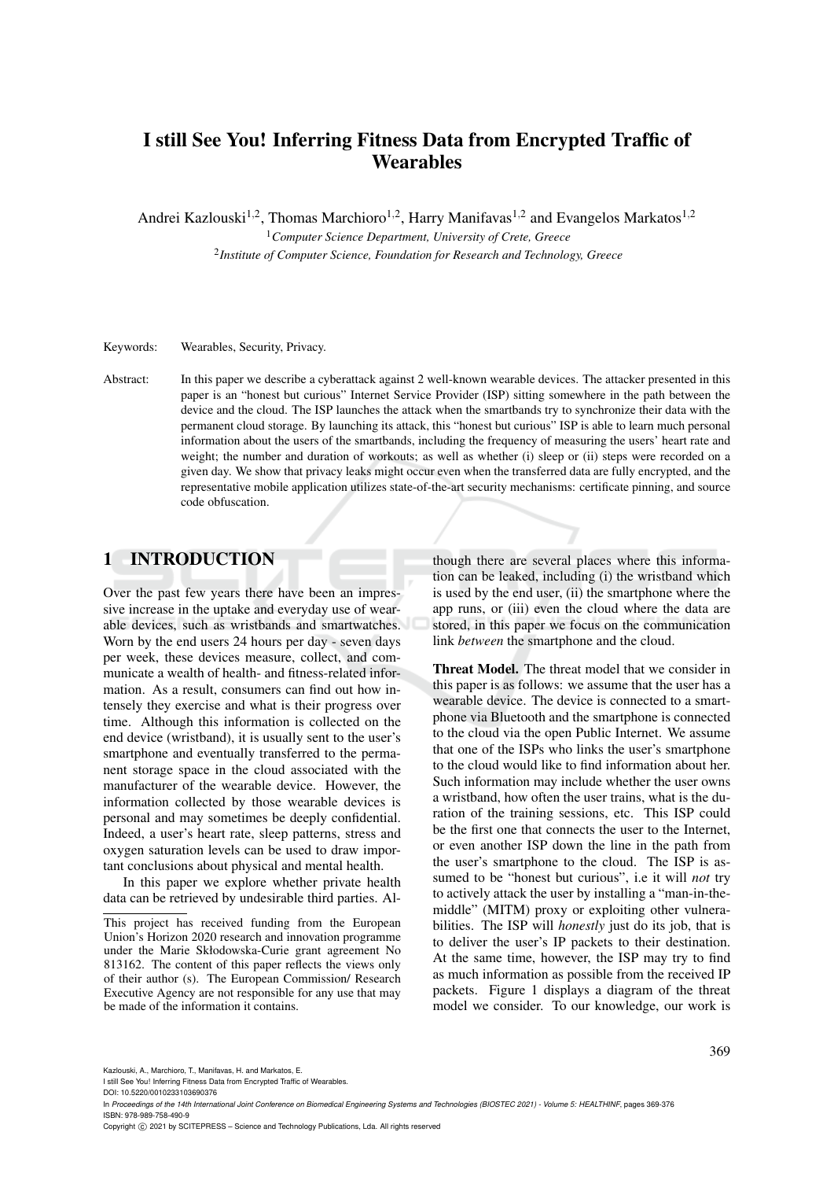# I still See You! Inferring Fitness Data from Encrypted Traffic of Wearables

Andrei Kazlouski[1,2], Thomas Marchioro[1,2], Harry Manifavas[1,2] and Evangelos Markatos[1,2]

[1] *Computer Science Department, University of Crete, Greece*

[2] *Institute of Computer Science, Foundation for Research and Technology, Greece*

Keywords: Wearables, Security, Privacy.

Abstract: In this paper we describe a cyberattack against 2 well-known wearable devices. The attacker presented in this paper is an "honest but curious" Internet Service Provider (ISP) sitting somewhere in the path between the device and the cloud. The ISP launches the attack when the smartbands try to synchronize their data with the permanent cloud storage. By launching its attack, this "honest but curious" ISP is able to learn much personal information about the users of the smartbands, including the frequency of measuring the users' heart rate and weight; the number and duration of workouts; as well as whether (i) sleep or (ii) steps were recorded on a given day. We show that privacy leaks might occur even when the transferred data are fully encrypted, and the representative mobile application utilizes state-of-the-art security mechanisms: certificate pinning, and source code obfuscation.

## 1 INTRODUCTION

Over the past few years there have been an impressive increase in the uptake and everyday use of wearable devices, such as wristbands and smartwatches. Worn by the end users 24 hours per day - seven days per week, these devices measure, collect, and communicate a wealth of health- and fitness-related information. As a result, consumers can find out how intensely they exercise and what is their progress over time. Although this information is collected on the end device (wristband), it is usually sent to the user's smartphone and eventually transferred to the permanent storage space in the cloud associated with the manufacturer of the wearable device. However, the information collected by those wearable devices is personal and may sometimes be deeply confidential. Indeed, a user's heart rate, sleep patterns, stress and oxygen saturation levels can be used to draw important conclusions about physical and mental health.

In this paper we explore whether private health data can be retrieved by undesirable third parties. Although there are several places where this information can be leaked, including (i) the wristband which is used by the end user, (ii) the smartphone where the app runs, or (iii) even the cloud where the data are stored, in this paper we focus on the communication link *between* the smartphone and the cloud.

**Threat Model.** The threat model that we consider in this paper is as follows: we assume that the user has a wearable device. The device is connected to a smartphone via Bluetooth and the smartphone is connected to the cloud via the open Public Internet. We assume that one of the ISPs who links the user's smartphone to the cloud would like to find information about her. Such information may include whether the user owns a wristband, how often the user trains, what is the duration of the training sessions, etc. This ISP could be the first one that connects the user to the Internet, or even another ISP down the line in the path from the user's smartphone to the cloud. The ISP is assumed to be "honest but curious", i.e it will *not* try to actively attack the user by installing a "man-in-the-middle" (MITM) proxy or exploiting other vulnerabilities. The ISP will *honestly* just do its job, that is to deliver the user's IP packets to their destination. At the same time, however, the ISP may try to find as much information as possible from the received IP packets. Figure 1 displays a diagram of the threat model we consider. To our knowledge, our work is

This project has received funding from the European Union's Horizon 2020 research and innovation programme under the Marie Skłodowska-Curie grant agreement No 813162. The content of this paper reflects the views only of their author (s). The European Commission/ Research Executive Agency are not responsible for any use that may be made of the information it contains.

Kazlouski, A., Marchioro, T., Manifavas, H. and Markatos, E.
I still See You! Inferring Fitness Data from Encrypted Traffic of Wearables.
DOI: 10.5220/0010233103690376
In *Proceedings of the 14th International Joint Conference on Biomedical Engineering Systems and Technologies (BIOSTEC 2021) - Volume 5: HEALTHINF*, pages 369-376
ISBN: 978-989-758-490-9
Copyright © 2021 by SCITEPRESS – Science and Technology Publications, Lda. All rights reserved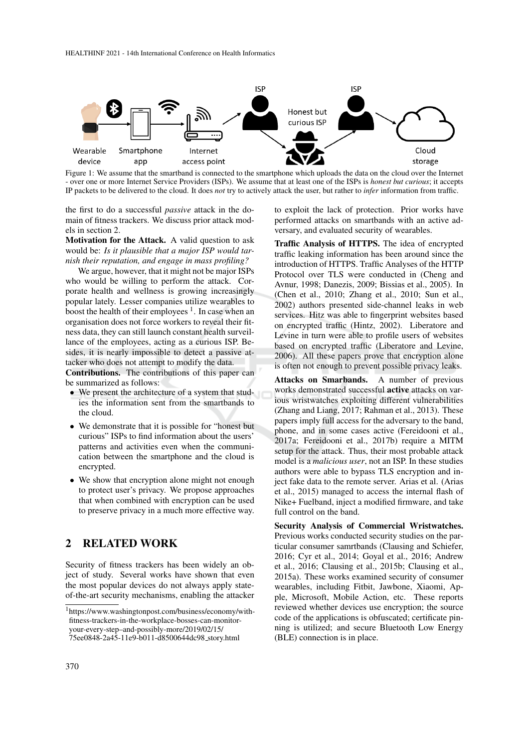Figure 1: We assume that the smartband is connected to the smartphone which uploads the data on the cloud over the Internet - over one or more Internet Service Providers (ISPs). We assume that at least one of the ISPs is *honest but curious*; it accepts IP packets to be delivered to the cloud. It does *not* try to actively attack the user, but rather to *infer* information from traffic.

the first to do a successful *passive* attack in the domain of fitness trackers. We discuss prior attack models in section 2.

**Motivation for the Attack.** A valid question to ask would be: *Is it plausible that a major ISP would tarnish their reputation, and engage in mass profiling?*

We argue, however, that it might not be major ISPs who would be willing to perform the attack. Corporate health and wellness is growing increasingly popular lately. Lesser companies utilize wearables to boost the health of their employees [1]. In case when an organisation does not force workers to reveal their fitness data, they can still launch constant health surveillance of the employees, acting as a curious ISP. Besides, it is nearly impossible to detect a passive attacker who does not attempt to modify the data.

**Contributions.** The contributions of this paper can be summarized as follows:

- We present the architecture of a system that studies the information sent from the smartbands to the cloud.
- We demonstrate that it is possible for "honest but curious" ISPs to find information about the users' patterns and activities even when the communication between the smartphone and the cloud is encrypted.
- We show that encryption alone might not enough to protect user's privacy. We propose approaches that when combined with encryption can be used to preserve privacy in a much more effective way.

## 2 RELATED WORK

Security of fitness trackers has been widely an object of study. Several works have shown that even the most popular devices do not always apply state-of-the-art security mechanisms, enabling the attacker to exploit the lack of protection. Prior works have performed attacks on smartbands with an active adversary, and evaluated security of wearables.

**Traffic Analysis of HTTPS.** The idea of encrypted traffic leaking information has been around since the introduction of HTTPS. Traffic Analyses of the HTTP Protocol over TLS were conducted in (Cheng and Avnur, 1998; Danezis, 2009; Bissias et al., 2005). In (Chen et al., 2010; Zhang et al., 2010; Sun et al., 2002) authors presented side-channel leaks in web services. Hitz was able to fingerprint websites based on encrypted traffic (Hintz, 2002). Liberatore and Levine in turn were able to profile users of websites based on encrypted traffic (Liberatore and Levine, 2006). All these papers prove that encryption alone is often not enough to prevent possible privacy leaks.

**Attacks on Smarbands.** A number of previous works demonstrated successful **active** attacks on various wristwatches exploiting different vulnerabilities (Zhang and Liang, 2017; Rahman et al., 2013). These papers imply full access for the adversary to the band, phone, and in some cases active (Fereidooni et al., 2017a; Fereidooni et al., 2017b) require a MITM setup for the attack. Thus, their most probable attack model is a *malicious user*, not an ISP. In these studies authors were able to bypass TLS encryption and inject fake data to the remote server. Arias et al. (Arias et al., 2015) managed to access the internal flash of Nike+ Fuelband, inject a modified firmware, and take full control on the band.

**Security Analysis of Commercial Wristwatches.** Previous works conducted security studies on the particular consumer samrtbands (Clausing and Schiefer, 2016; Cyr et al., 2014; Goyal et al., 2016; Andrew et al., 2016; Clausing et al., 2015b; Clausing et al., 2015a). These works examined security of consumer wearables, including Fitbit, Jawbone, Xiaomi, Apple, Microsoft, Mobile Action, etc. These reports reviewed whether devices use encryption; the source code of the applications is obfuscated; certificate pinning is utilized; and secure Bluetooth Low Energy (BLE) connection is in place.

[1] https://www.washingtonpost.com/business/economy/with-fitness-trackers-in-the-workplace-bosses-can-monitor-your-every-step–and-possibly-more/2019/02/15/75ee0848-2a45-11e9-b011-d8500644dc98_story.html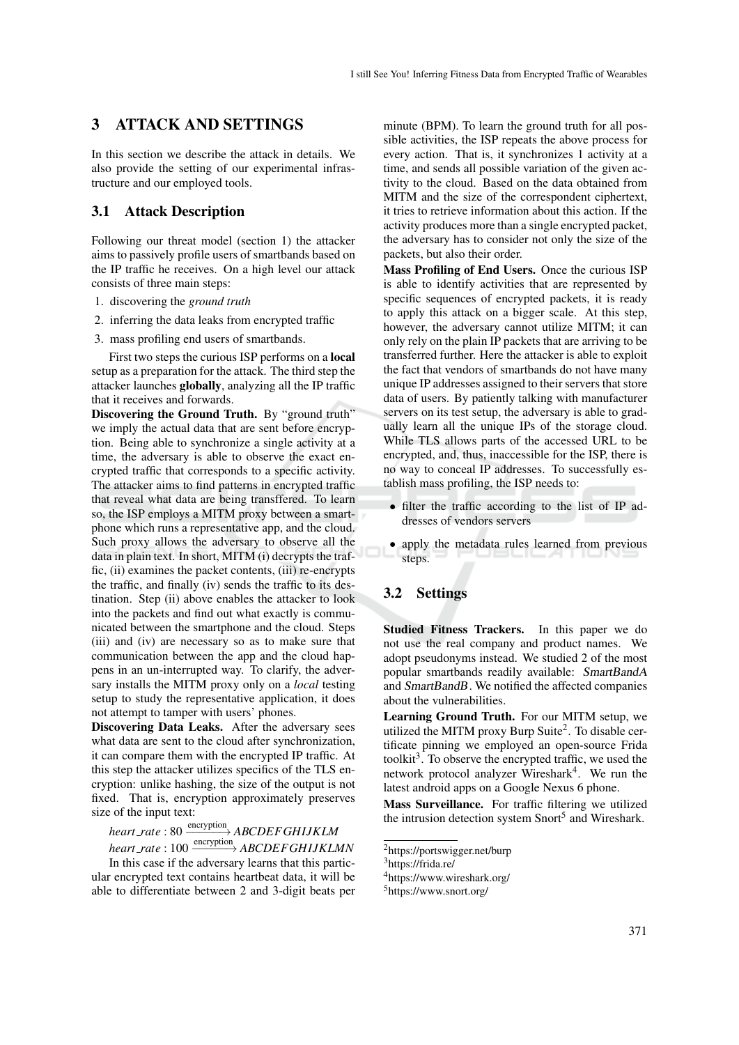## 3 ATTACK AND SETTINGS

In this section we describe the attack in details. We also provide the setting of our experimental infrastructure and our employed tools.

### 3.1 Attack Description

Following our threat model (section 1) the attacker aims to passively profile users of smartbands based on the IP traffic he receives. On a high level our attack consists of three main steps:

1. discovering the *ground truth*
2. inferring the data leaks from encrypted traffic
3. mass profiling end users of smartbands.

First two steps the curious ISP performs on a **local** setup as a preparation for the attack. The third step the attacker launches **globally**, analyzing all the IP traffic that it receives and forwards.

**Discovering the Ground Truth.** By "ground truth" we imply the actual data that are sent before encryption. Being able to synchronize a single activity at a time, the adversary is able to observe the exact encrypted traffic that corresponds to a specific activity. The attacker aims to find patterns in encrypted traffic that reveal what data are being transffered. To learn so, the ISP employs a MITM proxy between a smartphone which runs a representative app, and the cloud. Such proxy allows the adversary to observe all the data in plain text. In short, MITM (i) decrypts the traffic, (ii) examines the packet contents, (iii) re-encrypts the traffic, and finally (iv) sends the traffic to its destination. Step (ii) above enables the attacker to look into the packets and find out what exactly is communicated between the smartphone and the cloud. Steps (iii) and (iv) are necessary so as to make sure that communication between the app and the cloud happens in an un-interrupted way. To clarify, the adversary installs the MITM proxy only on a *local* testing setup to study the representative application, it does not attempt to tamper with users' phones.

**Discovering Data Leaks.** After the adversary sees what data are sent to the cloud after synchronization, it can compare them with the encrypted IP traffic. At this step the attacker utilizes specifics of the TLS encryption: unlike hashing, the size of the output is not fixed. That is, encryption approximately preserves size of the input text:

$$heart\_rate : 80 \xrightarrow{\text{encryption}} ABCDEFGHIJKLM$$
$$heart\_rate : 100 \xrightarrow{\text{encryption}} ABCDEFGHIJKLMN$$

In this case if the adversary learns that this particular encrypted text contains heartbeat data, it will be able to differentiate between 2 and 3-digit beats per minute (BPM). To learn the ground truth for all possible activities, the ISP repeats the above process for every action. That is, it synchronizes 1 activity at a time, and sends all possible variation of the given activity to the cloud. Based on the data obtained from MITM and the size of the correspondent ciphertext, it tries to retrieve information about this action. If the activity produces more than a single encrypted packet, the adversary has to consider not only the size of the packets, but also their order.

**Mass Profiling of End Users.** Once the curious ISP is able to identify activities that are represented by specific sequences of encrypted packets, it is ready to apply this attack on a bigger scale. At this step, however, the adversary cannot utilize MITM; it can only rely on the plain IP packets that are arriving to be transferred further. Here the attacker is able to exploit the fact that vendors of smartbands do not have many unique IP addresses assigned to their servers that store data of users. By patiently talking with manufacturer servers on its test setup, the adversary is able to gradually learn all the unique IPs of the storage cloud. While TLS allows parts of the accessed URL to be encrypted, and, thus, inaccessible for the ISP, there is no way to conceal IP addresses. To successfully establish mass profiling, the ISP needs to:

- filter the traffic according to the list of IP addresses of vendors servers
- apply the metadata rules learned from previous steps.

### 3.2 Settings

**Studied Fitness Trackers.** In this paper we do not use the real company and product names. We adopt pseudonyms instead. We studied 2 of the most popular smartbands readily available: *SmartBandA* and *SmartBandB*. We notified the affected companies about the vulnerabilities.

**Learning Ground Truth.** For our MITM setup, we utilized the MITM proxy Burp Suite[2]. To disable certificate pinning we employed an open-source Frida toolkit[3]. To observe the encrypted traffic, we used the network protocol analyzer Wireshark[4]. We run the latest android apps on a Google Nexus 6 phone.

**Mass Surveillance.** For traffic filtering we utilized the intrusion detection system Snort[5] and Wireshark.

---

[2]https://portswigger.net/burp

[3]https://frida.re/

[4]https://www.wireshark.org/

[5]https://www.snort.org/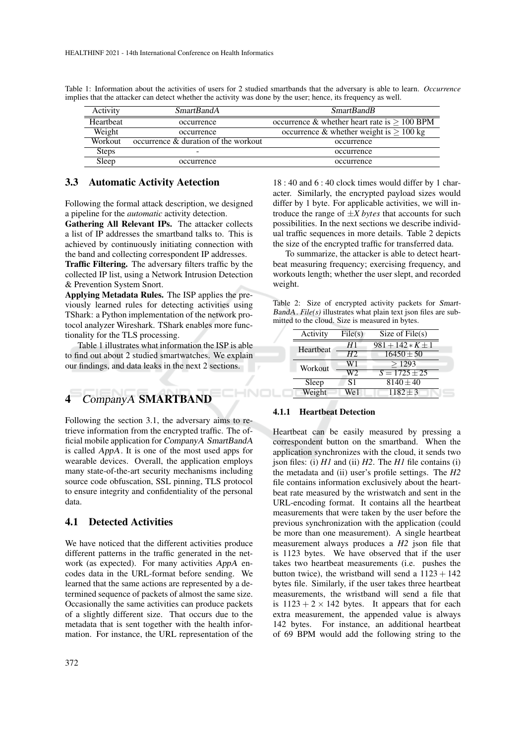Table 1: Information about the activities of users for 2 studied smartbands that the adversary is able to learn. *Occurrence* implies that the attacker can detect whether the activity was done by the user; hence, its frequency as well.

| Activity | *SmartBandA* | *SmartBandB* |
|---|---|---|
| Heartbeat | occurrence | occurrence & whether heart rate is $\geq 100$ BPM |
| Weight | occurrence | occurrence & whether weight is $\geq 100$ kg |
| Workout | occurrence & duration of the workout | occurrence |
| Steps | - | occurrence |
| Sleep | occurrence | occurrence |

## 3.3 Automatic Activity Aetection

Following the formal attack description, we designed a pipeline for the *automatic* activity detection.

**Gathering All Relevant IPs.** The attacker collects a list of IP addresses the smartband talks to. This is achieved by continuously initiating connection with the band and collecting correspondent IP addresses.

**Traffic Filtering.** The adversary filters traffic by the collected IP list, using a Network Intrusion Detection & Prevention System Snort.

**Applying Metadata Rules.** The ISP applies the previously learned rules for detecting activities using TShark: a Python implementation of the network protocol analyzer Wireshark. TShark enables more functionality for the TLS processing.

Table 1 illustrates what information the ISP is able to find out about 2 studied smartwatches. We explain our findings, and data leaks in the next 2 sections.

# 4 *CompanyA* SMARTBAND

Following the section 3.1, the adversary aims to retrieve information from the encrypted traffic. The official mobile application for *CompanyA SmartBandA* is called *AppA*. It is one of the most used apps for wearable devices. Overall, the application employs many state-of-the-art security mechanisms including source code obfuscation, SSL pinning, TLS protocol to ensure integrity and confidentiality of the personal data.

## 4.1 Detected Activities

We have noticed that the different activities produce different patterns in the traffic generated in the network (as expected). For many activities *AppA* encodes data in the URL-format before sending. We learned that the same actions are represented by a determined sequence of packets of almost the same size. Occasionally the same activities can produce packets of a slightly different size. That occurs due to the metadata that is sent together with the health information. For instance, the URL representation of the $18:40$ and $6:40$ clock times would differ by 1 character. Similarly, the encrypted payload sizes would differ by 1 byte. For applicable activities, we will introduce the range of $\pm X\ bytes$ that accounts for such possibilities. In the next sections we describe individual traffic sequences in more details. Table 2 depicts the size of the encrypted traffic for transferred data.

To summarize, the attacker is able to detect heartbeat measuring frequency; exercising frequency, and workouts length; whether the user slept, and recorded weight.

Table 2: Size of encrypted activity packets for *SmartBandA*. *File(s)* illustrates what plain text json files are submitted to the cloud. Size is measured in bytes.

| Activity | File(s) | Size of File(s) |
|---|---|---|
| Heartbeat | $H1$ | $981 + 142 * K \pm 1$ |
| | $H2$ | $16450 \pm 50$ |
| Workout | W1 | $\geq 1293$ |
| | W2 | $S = 1725 \pm 25$ |
| Sleep | S1 | $8140 \pm 40$ |
| Weight | We1 | $1182 \pm 3$ |

### 4.1.1 Heartbeat Detection

Heartbeat can be easily measured by pressing a correspondent button on the smartband. When the application synchronizes with the cloud, it sends two json files: (i) *H1* and (ii) *H2*. The *H1* file contains (i) the metadata and (ii) user's profile settings. The *H2* file contains information exclusively about the heartbeat rate measured by the wristwatch and sent in the URL-encoding format. It contains all the heartbeat measurements that were taken by the user before the previous synchronization with the application (could be more than one measurement). A single heartbeat measurement always produces a *H2* json file that is 1123 bytes. We have observed that if the user takes two heartbeat measurements (i.e. pushes the button twice), the wristband will send a $1123 + 142$ bytes file. Similarly, if the user takes three heartbeat measurements, the wristband will send a file that is $1123 + 2 \times 142$ bytes. It appears that for each extra measurement, the appended value is always 142 bytes. For instance, an additional heartbeat of 69 BPM would add the following string to the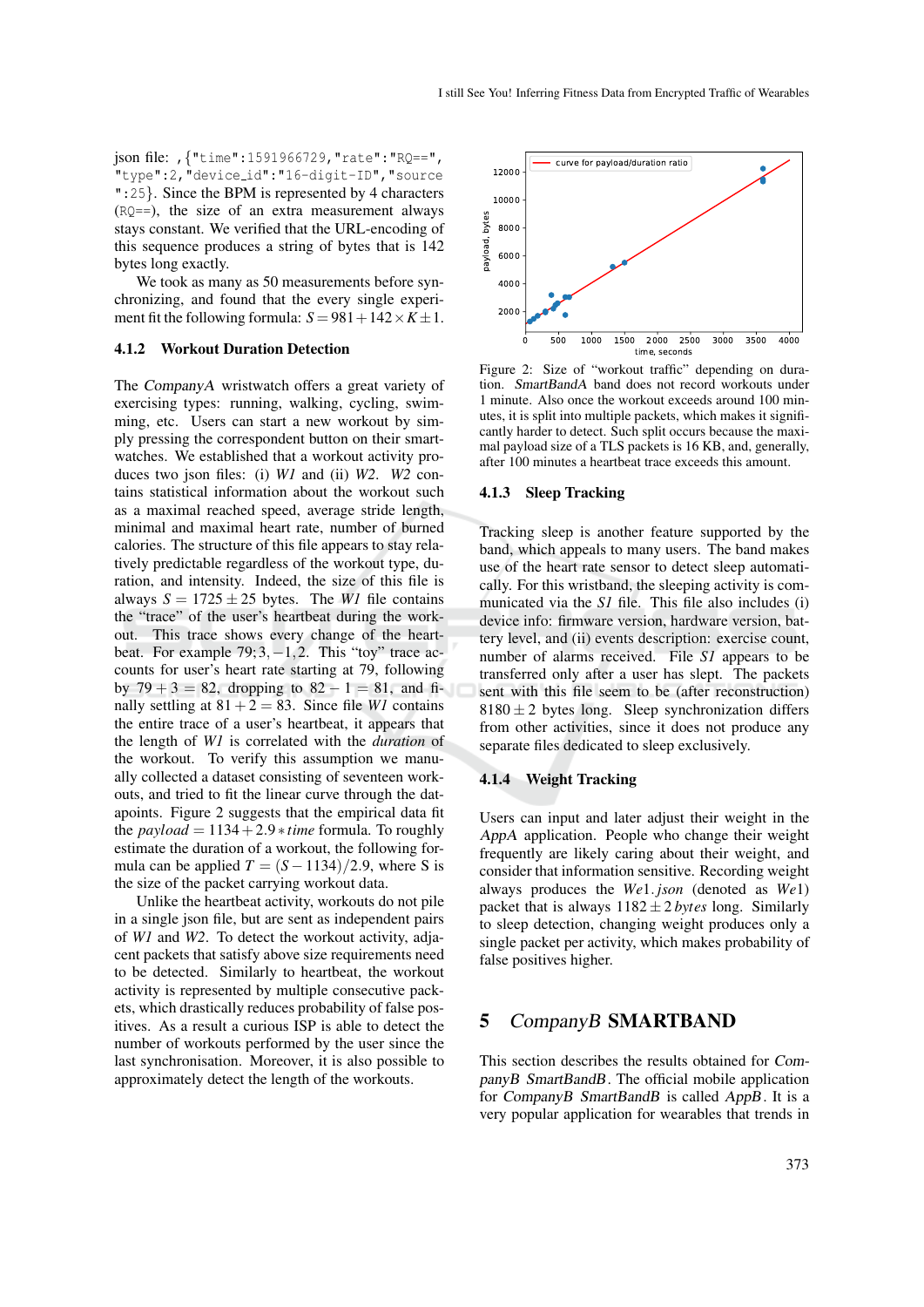json file: ,{"time":1591966729,"rate":"RQ==", "type":2,"device_id":"16-digit-ID","source":25}. Since the BPM is represented by 4 characters (RQ==), the size of an extra measurement always stays constant. We verified that the URL-encoding of this sequence produces a string of bytes that is 142 bytes long exactly.

We took as many as 50 measurements before synchronizing, and found that the every single experiment fit the following formula: $S = 981 + 142 \times K \pm 1$.

### 4.1.2 Workout Duration Detection

The *CompanyA* wristwatch offers a great variety of exercising types: running, walking, cycling, swimming, etc. Users can start a new workout by simply pressing the correspondent button on their smartwatches. We established that a workout activity produces two json files: (i) *W1* and (ii) *W2*. *W2* contains statistical information about the workout such as a maximal reached speed, average stride length, minimal and maximal heart rate, number of burned calories. The structure of this file appears to stay relatively predictable regardless of the workout type, duration, and intensity. Indeed, the size of this file is always $S = 1725 \pm 25$ bytes. The *W1* file contains the "trace" of the user's heartbeat during the workout. This trace shows every change of the heartbeat. For example 79;3,−1,2. This "toy" trace accounts for user's heart rate starting at 79, following by $79 + 3 = 82$, dropping to $82 - 1 = 81$, and finally settling at $81 + 2 = 83$. Since file *W1* contains the entire trace of a user's heartbeat, it appears that the length of *W1* is correlated with the *duration* of the workout. To verify this assumption we manually collected a dataset consisting of seventeen workouts, and tried to fit the linear curve through the datapoints. Figure 2 suggests that the empirical data fit the $payload = 1134 + 2.9 * time$ formula. To roughly estimate the duration of a workout, the following formula can be applied $T = (S - 1134)/2.9$, where S is the size of the packet carrying workout data.

Unlike the heartbeat activity, workouts do not pile in a single json file, but are sent as independent pairs of *W1* and *W2*. To detect the workout activity, adjacent packets that satisfy above size requirements need to be detected. Similarly to heartbeat, the workout activity is represented by multiple consecutive packets, which drastically reduces probability of false positives. As a result a curious ISP is able to detect the number of workouts performed by the user since the last synchronisation. Moreover, it is also possible to approximately detect the length of the workouts.

Figure 2: Size of "workout traffic" depending on duration. *SmartBandA* band does not record workouts under 1 minute. Also once the workout exceeds around 100 minutes, it is split into multiple packets, which makes it significantly harder to detect. Such split occurs because the maximal payload size of a TLS packets is 16 KB, and, generally, after 100 minutes a heartbeat trace exceeds this amount.

### 4.1.3 Sleep Tracking

Tracking sleep is another feature supported by the band, which appeals to many users. The band makes use of the heart rate sensor to detect sleep automatically. For this wristband, the sleeping activity is communicated via the *S1* file. This file also includes (i) device info: firmware version, hardware version, battery level, and (ii) events description: exercise count, number of alarms received. File *S1* appears to be transferred only after a user has slept. The packets sent with this file seem to be (after reconstruction) $8180 \pm 2$ bytes long. Sleep synchronization differs from other activities, since it does not produce any separate files dedicated to sleep exclusively.

### 4.1.4 Weight Tracking

Users can input and later adjust their weight in the *AppA* application. People who change their weight frequently are likely caring about their weight, and consider that information sensitive. Recording weight always produces the *We1.json* (denoted as *We1*) packet that is always $1182 \pm 2$ *bytes* long. Similarly to sleep detection, changing weight produces only a single packet per activity, which makes probability of false positives higher.

## 5 *CompanyB* SMARTBAND

This section describes the results obtained for *CompanyB SmartBandB*. The official mobile application for *CompanyB SmartBandB* is called *AppB*. It is a very popular application for wearables that trends in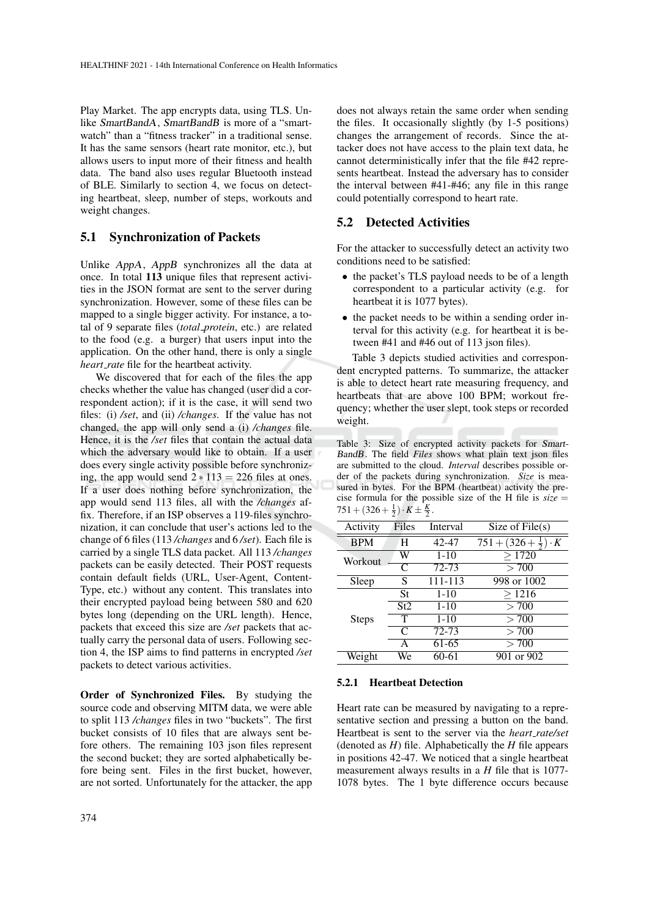Play Market. The app encrypts data, using TLS. Unlike *SmartBandA*, *SmartBandB* is more of a "smartwatch" than a "fitness tracker" in a traditional sense. It has the same sensors (heart rate monitor, etc.), but allows users to input more of their fitness and health data. The band also uses regular Bluetooth instead of BLE. Similarly to section 4, we focus on detecting heartbeat, sleep, number of steps, workouts and weight changes.

## 5.1 Synchronization of Packets

Unlike *AppA*, *AppB* synchronizes all the data at once. In total **113** unique files that represent activities in the JSON format are sent to the server during synchronization. However, some of these files can be mapped to a single bigger activity. For instance, a total of 9 separate files (*total_protein*, etc.) are related to the food (e.g. a burger) that users input into the application. On the other hand, there is only a single *heart_rate* file for the heartbeat activity.

We discovered that for each of the files the app checks whether the value has changed (user did a correspondent action); if it is the case, it will send two files: (i) */set*, and (ii) */changes*. If the value has not changed, the app will only send a (i) */changes* file. Hence, it is the */set* files that contain the actual data which the adversary would like to obtain. If a user does every single activity possible before synchronizing, the app would send $2 * 113 = 226$ files at ones. If a user does nothing before synchronization, the app would send 113 files, all with the */changes* affix. Therefore, if an ISP observes a 119-files synchronization, it can conclude that user's actions led to the change of 6 files (113 */changes* and 6 */set*). Each file is carried by a single TLS data packet. All 113 */changes* packets can be easily detected. Their POST requests contain default fields (URL, User-Agent, Content-Type, etc.) without any content. This translates into their encrypted payload being between 580 and 620 bytes long (depending on the URL length). Hence, packets that exceed this size are */set* packets that actually carry the personal data of users. Following section 4, the ISP aims to find patterns in encrypted */set* packets to detect various activities.

**Order of Synchronized Files.** By studying the source code and observing MITM data, we were able to split 113 */changes* files in two "buckets". The first bucket consists of 10 files that are always sent before others. The remaining 103 json files represent the second bucket; they are sorted alphabetically before being sent. Files in the first bucket, however, are not sorted. Unfortunately for the attacker, the app does not always retain the same order when sending the files. It occasionally slightly (by 1-5 positions) changes the arrangement of records. Since the attacker does not have access to the plain text data, he cannot deterministically infer that the file #42 represents heartbeat. Instead the adversary has to consider the interval between #41-#46; any file in this range could potentially correspond to heart rate.

## 5.2 Detected Activities

For the attacker to successfully detect an activity two conditions need to be satisfied:

- the packet's TLS payload needs to be of a length correspondent to a particular activity (e.g. for heartbeat it is 1077 bytes).
- the packet needs to be within a sending order interval for this activity (e.g. for heartbeat it is between #41 and #46 out of 113 json files).

Table 3 depicts studied activities and correspondent encrypted patterns. To summarize, the attacker is able to detect heart rate measuring frequency, and heartbeats that are above 100 BPM; workout frequency; whether the user slept, took steps or recorded weight.

Table 3: Size of encrypted activity packets for *SmartBandB*. The field *Files* shows what plain text json files are submitted to the cloud. *Interval* describes possible order of the packets during synchronization. *Size* is measured in bytes. For the BPM (heartbeat) activity the precise formula for the possible size of the H file is $size = 751 + (326 + \frac{1}{2}) \cdot K \pm \frac{K}{2}$.

| Activity | Files | Interval | Size of File(s) |
|---|---|---|---|
| BPM | H | 42-47 | $751 + (326 + \frac{1}{2}) \cdot K$ |
| Workout | W | 1-10 | $\geq 1720$ |
| | C | 72-73 | $> 700$ |
| Sleep | S | 111-113 | 998 or 1002 |
| Steps | St | 1-10 | $\geq 1216$ |
| | St2 | 1-10 | $> 700$ |
| | T | 1-10 | $> 700$ |
| | C | 72-73 | $> 700$ |
| | A | 61-65 | $> 700$ |
| Weight | We | 60-61 | 901 or 902 |

### 5.2.1 Heartbeat Detection

Heart rate can be measured by navigating to a representative section and pressing a button on the band. Heartbeat is sent to the server via the *heart_rate/set* (denoted as *H*) file. Alphabetically the *H* file appears in positions 42-47. We noticed that a single heartbeat measurement always results in a *H* file that is 1077-1078 bytes. The 1 byte difference occurs because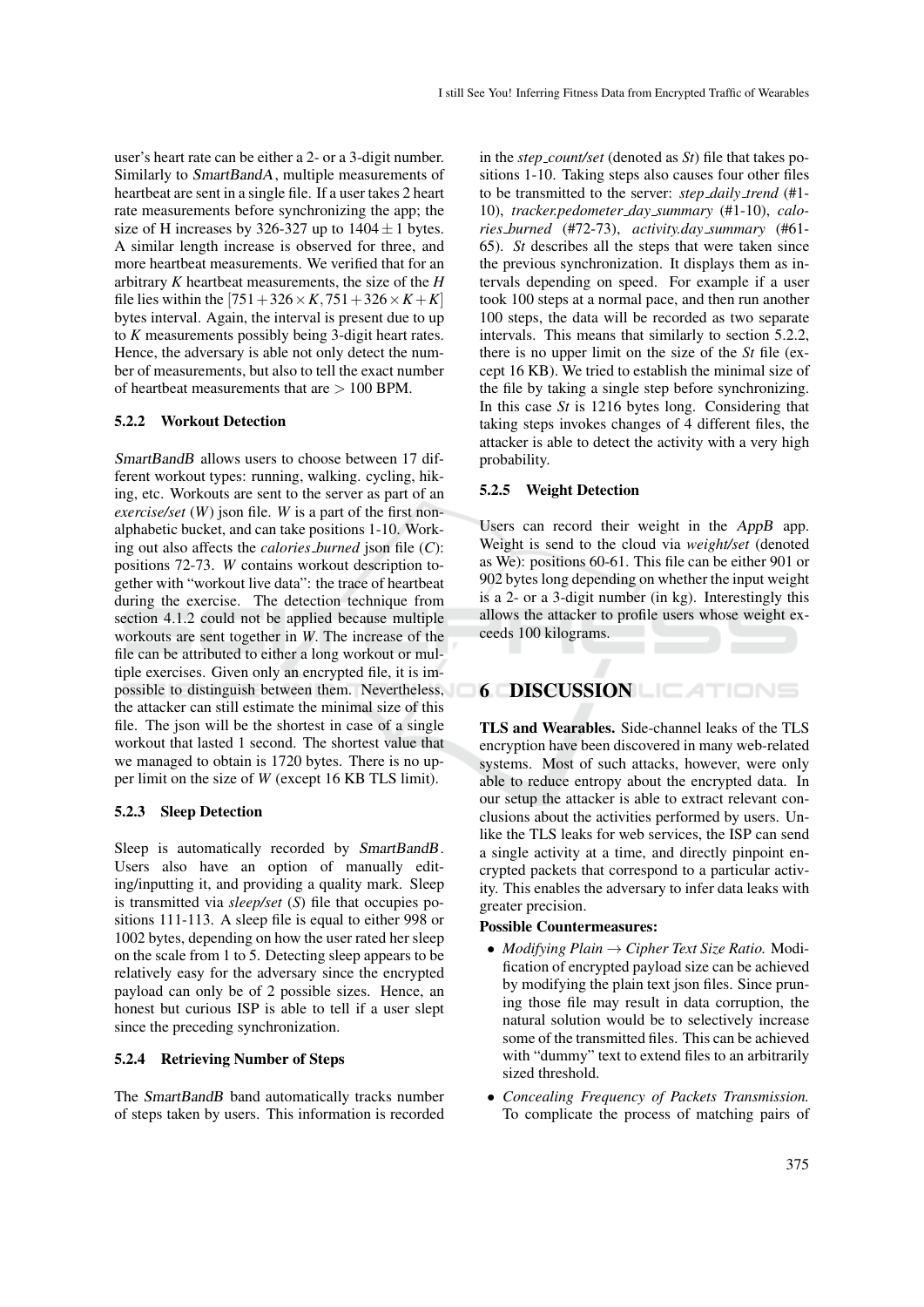user's heart rate can be either a 2- or a 3-digit number. Similarly to *SmartBandA*, multiple measurements of heartbeat are sent in a single file. If a user takes 2 heart rate measurements before synchronizing the app; the size of H increases by 326-327 up to $1404 \pm 1$ bytes. A similar length increase is observed for three, and more heartbeat measurements. We verified that for an arbitrary $K$ heartbeat measurements, the size of the $H$ file lies within the $[751 + 326 \times K, 751 + 326 \times K + K]$ bytes interval. Again, the interval is present due to up to $K$ measurements possibly being 3-digit heart rates. Hence, the adversary is able not only detect the number of measurements, but also to tell the exact number of heartbeat measurements that are $> 100$ BPM.

### 5.2.2 Workout Detection

*SmartBandB* allows users to choose between 17 different workout types: running, walking. cycling, hiking, etc. Workouts are sent to the server as part of an *exercise/set* ($W$) json file. $W$ is a part of the first non-alphabetic bucket, and can take positions 1-10. Working out also affects the *calories_burned* json file ($C$): positions 72-73. $W$ contains workout description together with "workout live data": the trace of heartbeat during the exercise. The detection technique from section 4.1.2 could not be applied because multiple workouts are sent together in $W$. The increase of the file can be attributed to either a long workout or multiple exercises. Given only an encrypted file, it is impossible to distinguish between them. Nevertheless, the attacker can still estimate the minimal size of this file. The json will be the shortest in case of a single workout that lasted 1 second. The shortest value that we managed to obtain is 1720 bytes. There is no upper limit on the size of $W$ (except 16 KB TLS limit).

### 5.2.3 Sleep Detection

Sleep is automatically recorded by *SmartBandB*. Users also have an option of manually editing/inputting it, and providing a quality mark. Sleep is transmitted via *sleep/set* ($S$) file that occupies positions 111-113. A sleep file is equal to either 998 or 1002 bytes, depending on how the user rated her sleep on the scale from 1 to 5. Detecting sleep appears to be relatively easy for the adversary since the encrypted payload can only be of 2 possible sizes. Hence, an honest but curious ISP is able to tell if a user slept since the preceding synchronization.

### 5.2.4 Retrieving Number of Steps

The *SmartBandB* band automatically tracks number of steps taken by users. This information is recorded in the *step_count/set* (denoted as *St*) file that takes positions 1-10. Taking steps also causes four other files to be transmitted to the server: *step_daily_trend* (#1-10), *tracker.pedometer_day_summary* (#1-10), *calories_burned* (#72-73), *activity.day_summary* (#61-65). *St* describes all the steps that were taken since the previous synchronization. It displays them as intervals depending on speed. For example if a user took 100 steps at a normal pace, and then run another 100 steps, the data will be recorded as two separate intervals. This means that similarly to section 5.2.2, there is no upper limit on the size of the *St* file (except 16 KB). We tried to establish the minimal size of the file by taking a single step before synchronizing. In this case *St* is 1216 bytes long. Considering that taking steps invokes changes of 4 different files, the attacker is able to detect the activity with a very high probability.

### 5.2.5 Weight Detection

Users can record their weight in the *AppB* app. Weight is send to the cloud via *weight/set* (denoted as We): positions 60-61. This file can be either 901 or 902 bytes long depending on whether the input weight is a 2- or a 3-digit number (in kg). Interestingly this allows the attacker to profile users whose weight exceeds 100 kilograms.

## 6 DISCUSSION

**TLS and Wearables.** Side-channel leaks of the TLS encryption have been discovered in many web-related systems. Most of such attacks, however, were only able to reduce entropy about the encrypted data. In our setup the attacker is able to extract relevant conclusions about the activities performed by users. Unlike the TLS leaks for web services, the ISP can send a single activity at a time, and directly pinpoint encrypted packets that correspond to a particular activity. This enables the adversary to infer data leaks with greater precision.

**Possible Countermeasures:**

- *Modifying Plain → Cipher Text Size Ratio.* Modification of encrypted payload size can be achieved by modifying the plain text json files. Since pruning those file may result in data corruption, the natural solution would be to selectively increase some of the transmitted files. This can be achieved with "dummy" text to extend files to an arbitrarily sized threshold.
- *Concealing Frequency of Packets Transmission.* To complicate the process of matching pairs of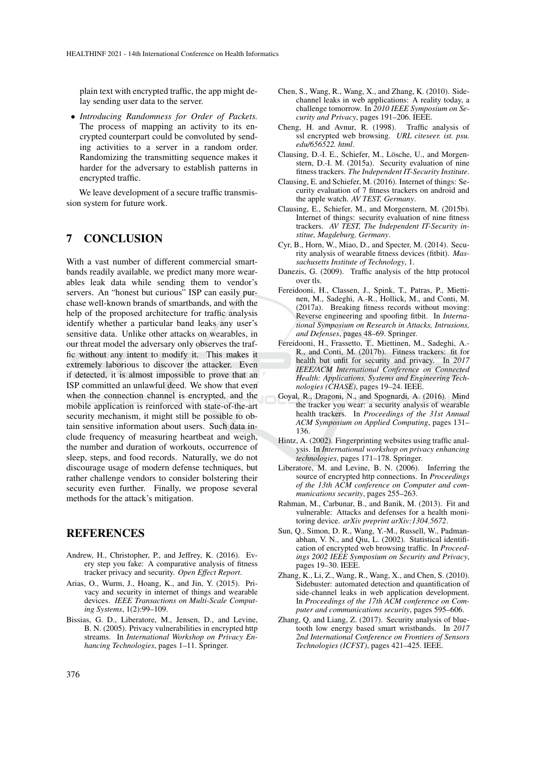plain text with encrypted traffic, the app might delay sending user data to the server.

- *Introducing Randomness for Order of Packets.* The process of mapping an activity to its encrypted counterpart could be convoluted by sending activities to a server in a random order. Randomizing the transmitting sequence makes it harder for the adversary to establish patterns in encrypted traffic.

We leave development of a secure traffic transmission system for future work.

## 7 CONCLUSION

With a vast number of different commercial smartbands readily available, we predict many more wearables leak data while sending them to vendor's servers. An "honest but curious" ISP can easily purchase well-known brands of smartbands, and with the help of the proposed architecture for traffic analysis identify whether a particular band leaks any user's sensitive data. Unlike other attacks on wearables, in our threat model the adversary only observes the traffic without any intent to modify it. This makes it extremely laborious to discover the attacker. Even if detected, it is almost impossible to prove that an ISP committed an unlawful deed. We show that even when the connection channel is encrypted, and the mobile application is reinforced with state-of-the-art security mechanism, it might still be possible to obtain sensitive information about users. Such data include frequency of measuring heartbeat and weigh, the number and duration of workouts, occurrence of sleep, steps, and food records. Naturally, we do not discourage usage of modern defense techniques, but rather challenge vendors to consider bolstering their security even further. Finally, we propose several methods for the attack's mitigation.

## REFERENCES

Andrew, H., Christopher, P., and Jeffrey, K. (2016). Every step you fake: A comparative analysis of fitness tracker privacy and security. *Open Effect Report*.

Arias, O., Wurm, J., Hoang, K., and Jin, Y. (2015). Privacy and security in internet of things and wearable devices. *IEEE Transactions on Multi-Scale Computing Systems*, 1(2):99–109.

Bissias, G. D., Liberatore, M., Jensen, D., and Levine, B. N. (2005). Privacy vulnerabilities in encrypted http streams. In *International Workshop on Privacy Enhancing Technologies*, pages 1–11. Springer.

Chen, S., Wang, R., Wang, X., and Zhang, K. (2010). Side-channel leaks in web applications: A reality today, a challenge tomorrow. In *2010 IEEE Symposium on Security and Privacy*, pages 191–206. IEEE.

Cheng, H. and Avnur, R. (1998). Traffic analysis of ssl encrypted web browsing. *URL citeseer. ist. psu. edu/656522. html*.

Clausing, D.-I. E., Schiefer, M., Lösche, U., and Morgenstern, D.-I. M. (2015a). Security evaluation of nine fitness trackers. *The Independent IT-Security Institute*.

Clausing, E. and Schiefer, M. (2016). Internet of things: Security evaluation of 7 fitness trackers on android and the apple watch. *AV TEST, Germany*.

Clausing, E., Schiefer, M., and Morgenstern, M. (2015b). Internet of things: security evaluation of nine fitness trackers. *AV TEST, The Independent IT-Security instiue, Magdeburg, Germany*.

Cyr, B., Horn, W., Miao, D., and Specter, M. (2014). Security analysis of wearable fitness devices (fitbit). *Massachusetts Institute of Technology*, 1.

Danezis, G. (2009). Traffic analysis of the http protocol over tls.

Fereidooni, H., Classen, J., Spink, T., Patras, P., Miettinen, M., Sadeghi, A.-R., Hollick, M., and Conti, M. (2017a). Breaking fitness records without moving: Reverse engineering and spoofing fitbit. In *International Symposium on Research in Attacks, Intrusions, and Defenses*, pages 48–69. Springer.

Fereidooni, H., Frassetto, T., Miettinen, M., Sadeghi, A.-R., and Conti, M. (2017b). Fitness trackers: fit for health but unfit for security and privacy. In *2017 IEEE/ACM International Conference on Connected Health: Applications, Systems and Engineering Technologies (CHASE)*, pages 19–24. IEEE.

Goyal, R., Dragoni, N., and Spognardi, A. (2016). Mind the tracker you wear: a security analysis of wearable health trackers. In *Proceedings of the 31st Annual ACM Symposium on Applied Computing*, pages 131–136.

Hintz, A. (2002). Fingerprinting websites using traffic analysis. In *International workshop on privacy enhancing technologies*, pages 171–178. Springer.

Liberatore, M. and Levine, B. N. (2006). Inferring the source of encrypted http connections. In *Proceedings of the 13th ACM conference on Computer and communications security*, pages 255–263.

Rahman, M., Carbunar, B., and Banik, M. (2013). Fit and vulnerable: Attacks and defenses for a health monitoring device. *arXiv preprint arXiv:1304.5672*.

Sun, Q., Simon, D. R., Wang, Y.-M., Russell, W., Padmanabhan, V. N., and Qiu, L. (2002). Statistical identification of encrypted web browsing traffic. In *Proceedings 2002 IEEE Symposium on Security and Privacy*, pages 19–30. IEEE.

Zhang, K., Li, Z., Wang, R., Wang, X., and Chen, S. (2010). Sidebuster: automated detection and quantification of side-channel leaks in web application development. In *Proceedings of the 17th ACM conference on Computer and communications security*, pages 595–606.

Zhang, Q. and Liang, Z. (2017). Security analysis of bluetooth low energy based smart wristbands. In *2017 2nd International Conference on Frontiers of Sensors Technologies (ICFST)*, pages 421–425. IEEE.